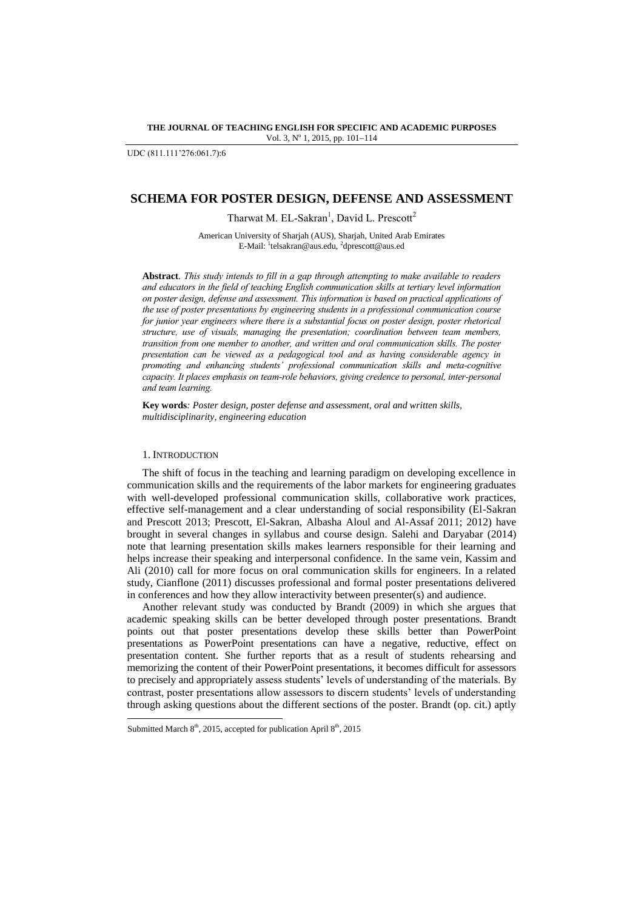UDC (811.111'276:061.7):6

# SCHEMA FOR POSTER DESIGN, DEFENSE AND ASSESSMENT

Tharwat M. EL-Sakran[1], David L. Prescott[2]

American University of Sharjah (AUS), Sharjah, United Arab Emirates
E-Mail: [1]telsakran@aus.edu, [2]dprescott@aus.ed

**Abstract**. *This study intends to fill in a gap through attempting to make available to readers and educators in the field of teaching English communication skills at tertiary level information on poster design, defense and assessment. This information is based on practical applications of the use of poster presentations by engineering students in a professional communication course for junior year engineers where there is a substantial focus on poster design, poster rhetorical structure, use of visuals, managing the presentation; coordination between team members, transition from one member to another, and written and oral communication skills. The poster presentation can be viewed as a pedagogical tool and as having considerable agency in promoting and enhancing students' professional communication skills and meta-cognitive capacity. It places emphasis on team-role behaviors, giving credence to personal, inter-personal and team learning.*

**Key words**: *Poster design, poster defense and assessment, oral and written skills, multidisciplinarity, engineering education*

## 1. Introduction

The shift of focus in the teaching and learning paradigm on developing excellence in communication skills and the requirements of the labor markets for engineering graduates with well-developed professional communication skills, collaborative work practices, effective self-management and a clear understanding of social responsibility (El-Sakran and Prescott 2013; Prescott, El-Sakran, Albasha Aloul and Al-Assaf 2011; 2012) have brought in several changes in syllabus and course design. Salehi and Daryabar (2014) note that learning presentation skills makes learners responsible for their learning and helps increase their speaking and interpersonal confidence. In the same vein, Kassim and Ali (2010) call for more focus on oral communication skills for engineers. In a related study, Cianflone (2011) discusses professional and formal poster presentations delivered in conferences and how they allow interactivity between presenter(s) and audience.

Another relevant study was conducted by Brandt (2009) in which she argues that academic speaking skills can be better developed through poster presentations. Brandt points out that poster presentations develop these skills better than PowerPoint presentations as PowerPoint presentations can have a negative, reductive, effect on presentation content. She further reports that as a result of students rehearsing and memorizing the content of their PowerPoint presentations, it becomes difficult for assessors to precisely and appropriately assess students' levels of understanding of the materials. By contrast, poster presentations allow assessors to discern students' levels of understanding through asking questions about the different sections of the poster. Brandt (op. cit.) aptly

Submitted March 8th, 2015, accepted for publication April 8th, 2015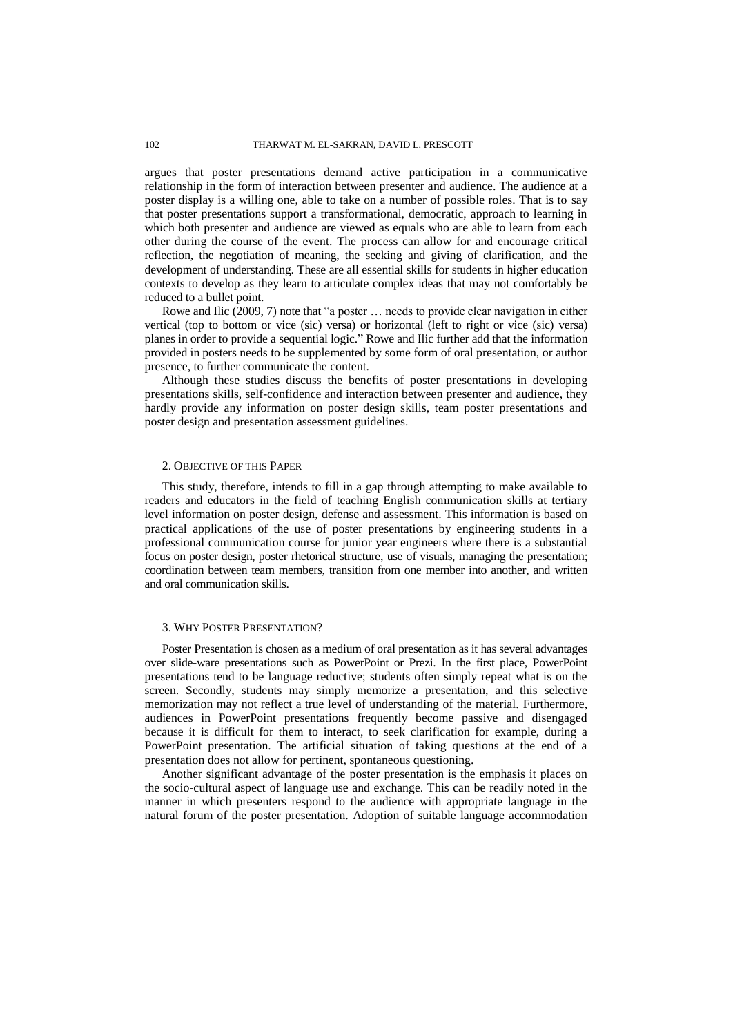argues that poster presentations demand active participation in a communicative relationship in the form of interaction between presenter and audience. The audience at a poster display is a willing one, able to take on a number of possible roles. That is to say that poster presentations support a transformational, democratic, approach to learning in which both presenter and audience are viewed as equals who are able to learn from each other during the course of the event. The process can allow for and encourage critical reflection, the negotiation of meaning, the seeking and giving of clarification, and the development of understanding. These are all essential skills for students in higher education contexts to develop as they learn to articulate complex ideas that may not comfortably be reduced to a bullet point.

Rowe and Ilic (2009, 7) note that "a poster … needs to provide clear navigation in either vertical (top to bottom or vice (sic) versa) or horizontal (left to right or vice (sic) versa) planes in order to provide a sequential logic." Rowe and Ilic further add that the information provided in posters needs to be supplemented by some form of oral presentation, or author presence, to further communicate the content.

Although these studies discuss the benefits of poster presentations in developing presentations skills, self-confidence and interaction between presenter and audience, they hardly provide any information on poster design skills, team poster presentations and poster design and presentation assessment guidelines.

## 2. Objective of this Paper

This study, therefore, intends to fill in a gap through attempting to make available to readers and educators in the field of teaching English communication skills at tertiary level information on poster design, defense and assessment. This information is based on practical applications of the use of poster presentations by engineering students in a professional communication course for junior year engineers where there is a substantial focus on poster design, poster rhetorical structure, use of visuals, managing the presentation; coordination between team members, transition from one member into another, and written and oral communication skills.

## 3. Why Poster Presentation?

Poster Presentation is chosen as a medium of oral presentation as it has several advantages over slide-ware presentations such as PowerPoint or Prezi. In the first place, PowerPoint presentations tend to be language reductive; students often simply repeat what is on the screen. Secondly, students may simply memorize a presentation, and this selective memorization may not reflect a true level of understanding of the material. Furthermore, audiences in PowerPoint presentations frequently become passive and disengaged because it is difficult for them to interact, to seek clarification for example, during a PowerPoint presentation. The artificial situation of taking questions at the end of a presentation does not allow for pertinent, spontaneous questioning.

Another significant advantage of the poster presentation is the emphasis it places on the socio-cultural aspect of language use and exchange. This can be readily noted in the manner in which presenters respond to the audience with appropriate language in the natural forum of the poster presentation. Adoption of suitable language accommodation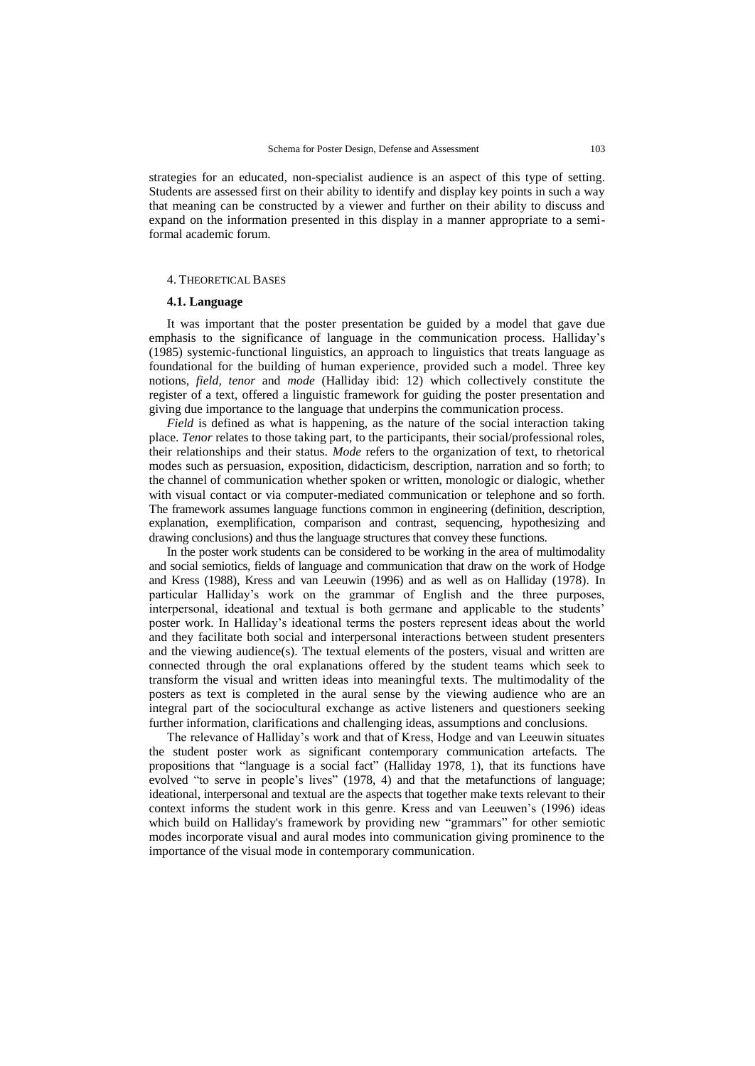strategies for an educated, non-specialist audience is an aspect of this type of setting. Students are assessed first on their ability to identify and display key points in such a way that meaning can be constructed by a viewer and further on their ability to discuss and expand on the information presented in this display in a manner appropriate to a semi-formal academic forum.

## 4. Theoretical Bases

### 4.1. Language

It was important that the poster presentation be guided by a model that gave due emphasis to the significance of language in the communication process. Halliday's (1985) systemic-functional linguistics, an approach to linguistics that treats language as foundational for the building of human experience, provided such a model. Three key notions, *field, tenor* and *mode* (Halliday ibid: 12) which collectively constitute the register of a text, offered a linguistic framework for guiding the poster presentation and giving due importance to the language that underpins the communication process.

*Field* is defined as what is happening, as the nature of the social interaction taking place. *Tenor* relates to those taking part, to the participants, their social/professional roles, their relationships and their status. *Mode* refers to the organization of text, to rhetorical modes such as persuasion, exposition, didacticism, description, narration and so forth; to the channel of communication whether spoken or written, monologic or dialogic, whether with visual contact or via computer-mediated communication or telephone and so forth. The framework assumes language functions common in engineering (definition, description, explanation, exemplification, comparison and contrast, sequencing, hypothesizing and drawing conclusions) and thus the language structures that convey these functions.

In the poster work students can be considered to be working in the area of multimodality and social semiotics, fields of language and communication that draw on the work of Hodge and Kress (1988), Kress and van Leeuwin (1996) and as well as on Halliday (1978). In particular Halliday's work on the grammar of English and the three purposes, interpersonal, ideational and textual is both germane and applicable to the students' poster work. In Halliday's ideational terms the posters represent ideas about the world and they facilitate both social and interpersonal interactions between student presenters and the viewing audience(s). The textual elements of the posters, visual and written are connected through the oral explanations offered by the student teams which seek to transform the visual and written ideas into meaningful texts. The multimodality of the posters as text is completed in the aural sense by the viewing audience who are an integral part of the sociocultural exchange as active listeners and questioners seeking further information, clarifications and challenging ideas, assumptions and conclusions.

The relevance of Halliday's work and that of Kress, Hodge and van Leeuwin situates the student poster work as significant contemporary communication artefacts. The propositions that "language is a social fact" (Halliday 1978, 1), that its functions have evolved "to serve in people's lives" (1978, 4) and that the metafunctions of language; ideational, interpersonal and textual are the aspects that together make texts relevant to their context informs the student work in this genre. Kress and van Leeuwen's (1996) ideas which build on Halliday's framework by providing new "grammars" for other semiotic modes incorporate visual and aural modes into communication giving prominence to the importance of the visual mode in contemporary communication.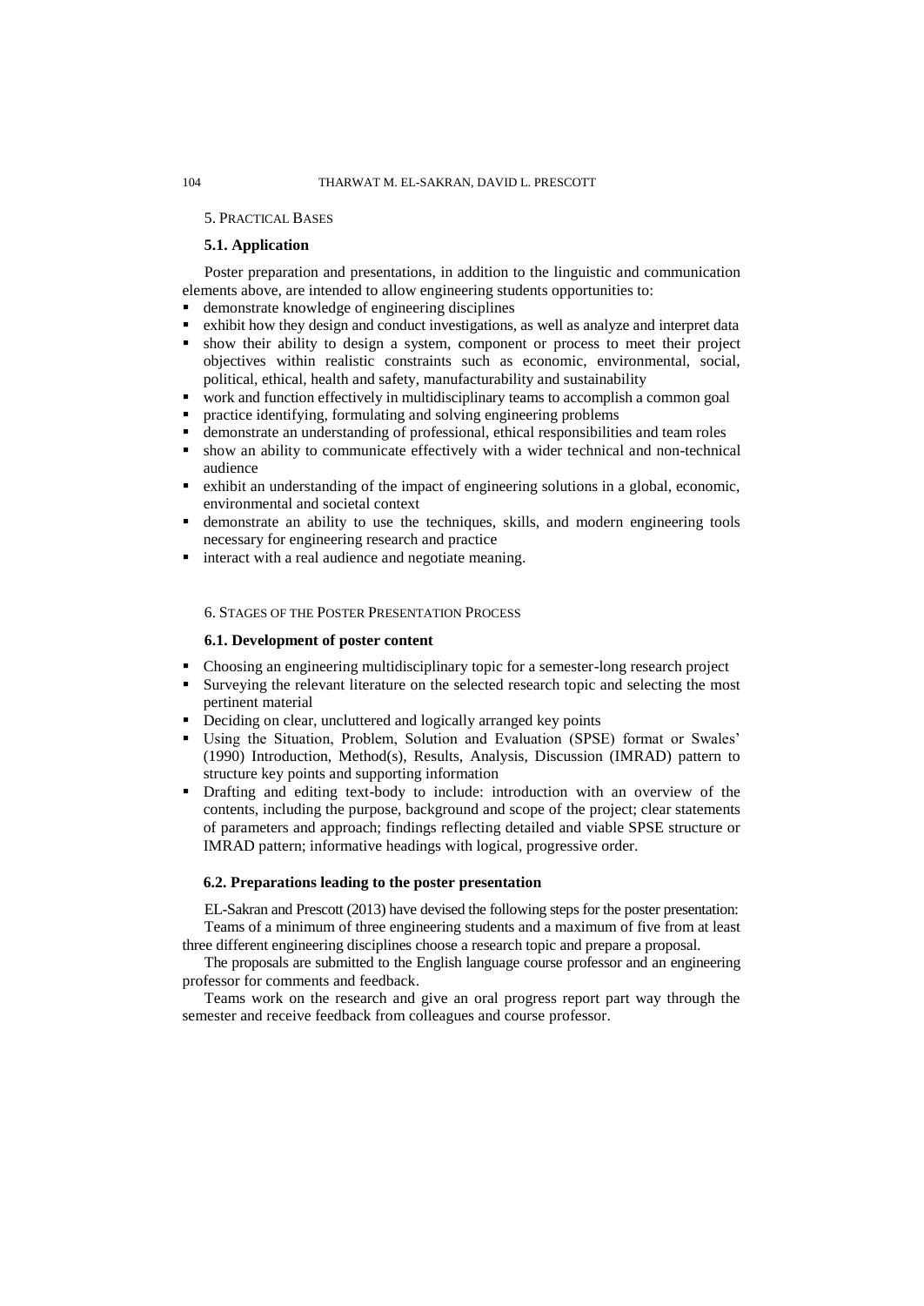## 5. Practical Bases

### 5.1. Application

Poster preparation and presentations, in addition to the linguistic and communication elements above, are intended to allow engineering students opportunities to:

- demonstrate knowledge of engineering disciplines
- exhibit how they design and conduct investigations, as well as analyze and interpret data
- show their ability to design a system, component or process to meet their project objectives within realistic constraints such as economic, environmental, social, political, ethical, health and safety, manufacturability and sustainability
- work and function effectively in multidisciplinary teams to accomplish a common goal
- practice identifying, formulating and solving engineering problems
- demonstrate an understanding of professional, ethical responsibilities and team roles
- show an ability to communicate effectively with a wider technical and non-technical audience
- exhibit an understanding of the impact of engineering solutions in a global, economic, environmental and societal context
- demonstrate an ability to use the techniques, skills, and modern engineering tools necessary for engineering research and practice
- interact with a real audience and negotiate meaning.

## 6. Stages of the Poster Presentation Process

### 6.1. Development of poster content

- Choosing an engineering multidisciplinary topic for a semester-long research project
- Surveying the relevant literature on the selected research topic and selecting the most pertinent material
- Deciding on clear, uncluttered and logically arranged key points
- Using the Situation, Problem, Solution and Evaluation (SPSE) format or Swales' (1990) Introduction, Method(s), Results, Analysis, Discussion (IMRAD) pattern to structure key points and supporting information
- Drafting and editing text-body to include: introduction with an overview of the contents, including the purpose, background and scope of the project; clear statements of parameters and approach; findings reflecting detailed and viable SPSE structure or IMRAD pattern; informative headings with logical, progressive order.

### 6.2. Preparations leading to the poster presentation

EL-Sakran and Prescott (2013) have devised the following steps for the poster presentation:

Teams of a minimum of three engineering students and a maximum of five from at least three different engineering disciplines choose a research topic and prepare a proposal.

The proposals are submitted to the English language course professor and an engineering professor for comments and feedback.

Teams work on the research and give an oral progress report part way through the semester and receive feedback from colleagues and course professor.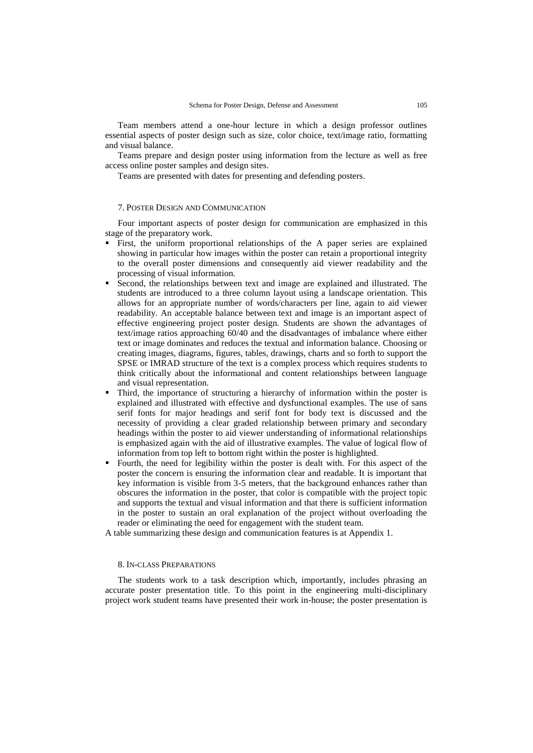Team members attend a one-hour lecture in which a design professor outlines essential aspects of poster design such as size, color choice, text/image ratio, formatting and visual balance.

Teams prepare and design poster using information from the lecture as well as free access online poster samples and design sites.

Teams are presented with dates for presenting and defending posters.

## 7. Poster Design and Communication

Four important aspects of poster design for communication are emphasized in this stage of the preparatory work.

- First, the uniform proportional relationships of the A paper series are explained showing in particular how images within the poster can retain a proportional integrity to the overall poster dimensions and consequently aid viewer readability and the processing of visual information.
- Second, the relationships between text and image are explained and illustrated. The students are introduced to a three column layout using a landscape orientation. This allows for an appropriate number of words/characters per line, again to aid viewer readability. An acceptable balance between text and image is an important aspect of effective engineering project poster design. Students are shown the advantages of text/image ratios approaching 60/40 and the disadvantages of imbalance where either text or image dominates and reduces the textual and information balance. Choosing or creating images, diagrams, figures, tables, drawings, charts and so forth to support the SPSE or IMRAD structure of the text is a complex process which requires students to think critically about the informational and content relationships between language and visual representation.
- Third, the importance of structuring a hierarchy of information within the poster is explained and illustrated with effective and dysfunctional examples. The use of sans serif fonts for major headings and serif font for body text is discussed and the necessity of providing a clear graded relationship between primary and secondary headings within the poster to aid viewer understanding of informational relationships is emphasized again with the aid of illustrative examples. The value of logical flow of information from top left to bottom right within the poster is highlighted.
- Fourth, the need for legibility within the poster is dealt with. For this aspect of the poster the concern is ensuring the information clear and readable. It is important that key information is visible from 3-5 meters, that the background enhances rather than obscures the information in the poster, that color is compatible with the project topic and supports the textual and visual information and that there is sufficient information in the poster to sustain an oral explanation of the project without overloading the reader or eliminating the need for engagement with the student team.

A table summarizing these design and communication features is at Appendix 1.

## 8. In-class Preparations

The students work to a task description which, importantly, includes phrasing an accurate poster presentation title. To this point in the engineering multi-disciplinary project work student teams have presented their work in-house; the poster presentation is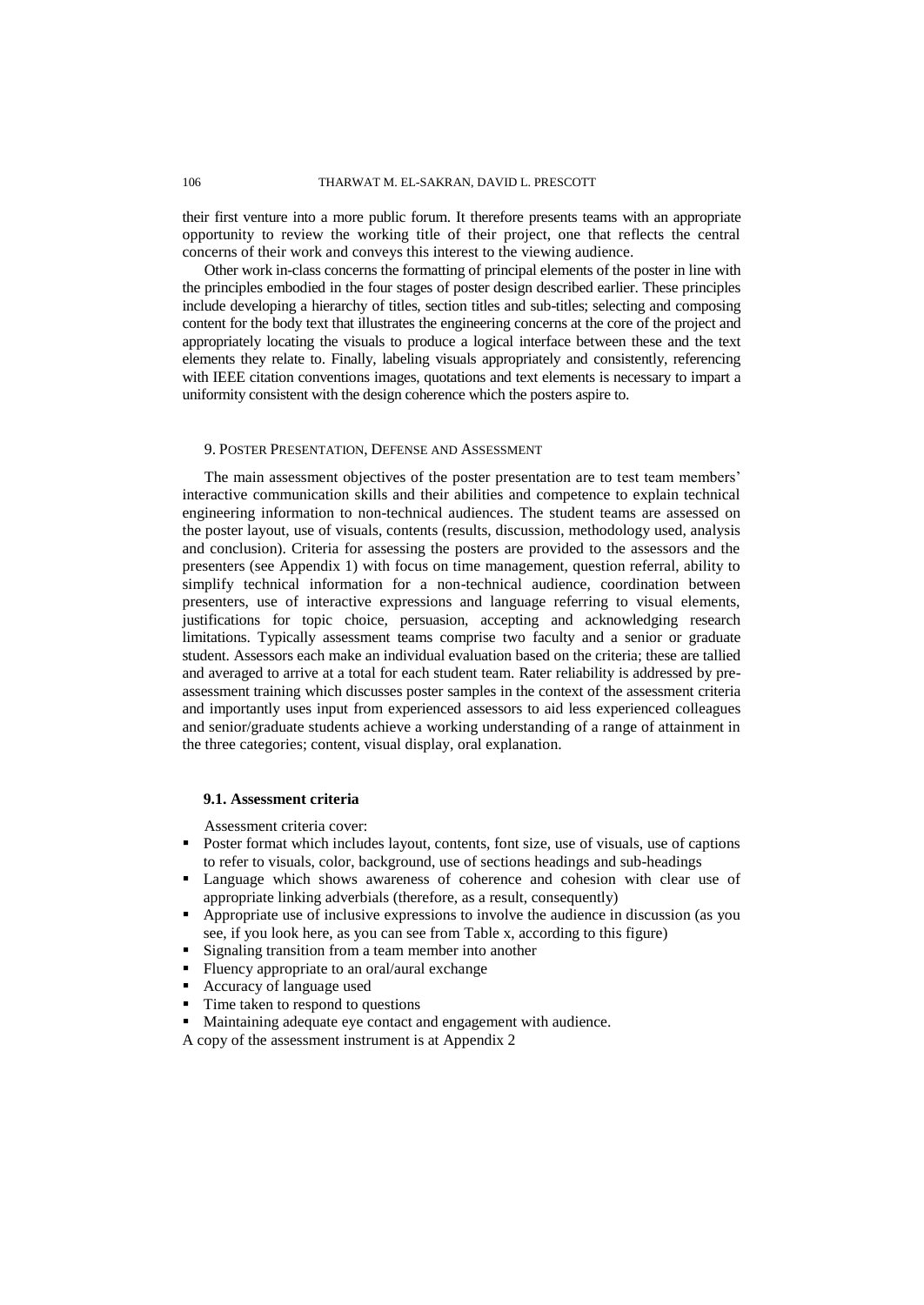their first venture into a more public forum. It therefore presents teams with an appropriate opportunity to review the working title of their project, one that reflects the central concerns of their work and conveys this interest to the viewing audience.

Other work in-class concerns the formatting of principal elements of the poster in line with the principles embodied in the four stages of poster design described earlier. These principles include developing a hierarchy of titles, section titles and sub-titles; selecting and composing content for the body text that illustrates the engineering concerns at the core of the project and appropriately locating the visuals to produce a logical interface between these and the text elements they relate to. Finally, labeling visuals appropriately and consistently, referencing with IEEE citation conventions images, quotations and text elements is necessary to impart a uniformity consistent with the design coherence which the posters aspire to.

## 9. Poster Presentation, Defense and Assessment

The main assessment objectives of the poster presentation are to test team members' interactive communication skills and their abilities and competence to explain technical engineering information to non-technical audiences. The student teams are assessed on the poster layout, use of visuals, contents (results, discussion, methodology used, analysis and conclusion). Criteria for assessing the posters are provided to the assessors and the presenters (see Appendix 1) with focus on time management, question referral, ability to simplify technical information for a non-technical audience, coordination between presenters, use of interactive expressions and language referring to visual elements, justifications for topic choice, persuasion, accepting and acknowledging research limitations. Typically assessment teams comprise two faculty and a senior or graduate student. Assessors each make an individual evaluation based on the criteria; these are tallied and averaged to arrive at a total for each student team. Rater reliability is addressed by pre-assessment training which discusses poster samples in the context of the assessment criteria and importantly uses input from experienced assessors to aid less experienced colleagues and senior/graduate students achieve a working understanding of a range of attainment in the three categories; content, visual display, oral explanation.

### 9.1. Assessment criteria

Assessment criteria cover:

- Poster format which includes layout, contents, font size, use of visuals, use of captions to refer to visuals, color, background, use of sections headings and sub-headings
- Language which shows awareness of coherence and cohesion with clear use of appropriate linking adverbials (therefore, as a result, consequently)
- Appropriate use of inclusive expressions to involve the audience in discussion (as you see, if you look here, as you can see from Table x, according to this figure)
- Signaling transition from a team member into another
- Fluency appropriate to an oral/aural exchange
- Accuracy of language used
- Time taken to respond to questions
- Maintaining adequate eye contact and engagement with audience.

A copy of the assessment instrument is at Appendix 2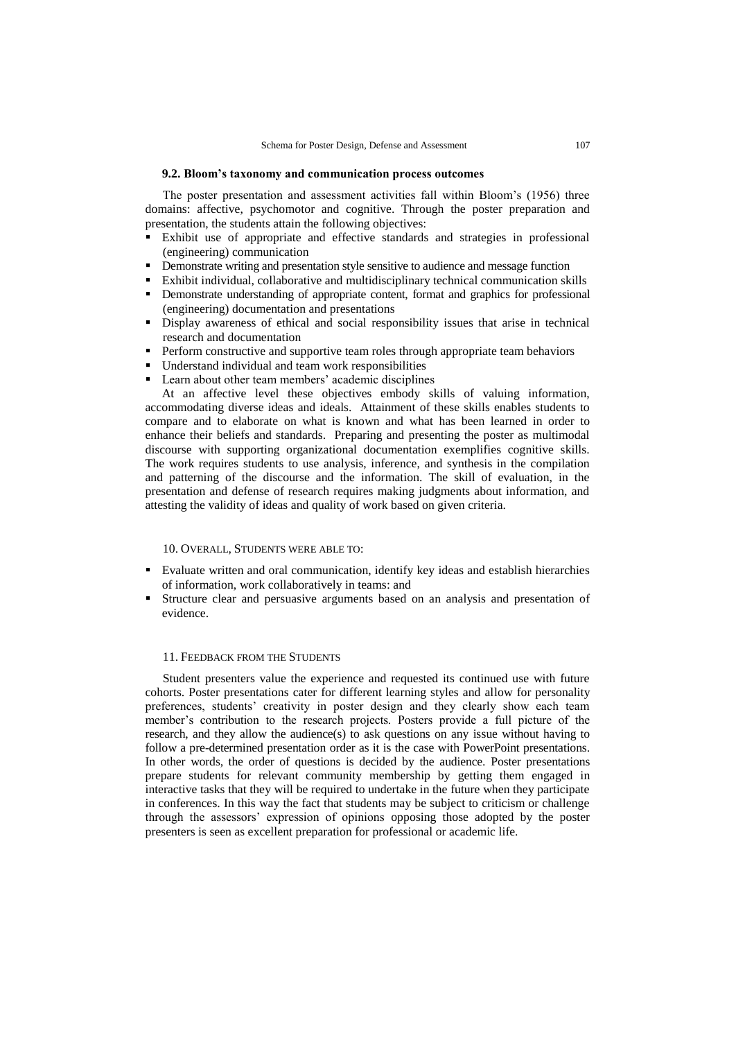### 9.2. Bloom's taxonomy and communication process outcomes

The poster presentation and assessment activities fall within Bloom's (1956) three domains: affective, psychomotor and cognitive. Through the poster preparation and presentation, the students attain the following objectives:

- Exhibit use of appropriate and effective standards and strategies in professional (engineering) communication
- Demonstrate writing and presentation style sensitive to audience and message function
- Exhibit individual, collaborative and multidisciplinary technical communication skills
- Demonstrate understanding of appropriate content, format and graphics for professional (engineering) documentation and presentations
- Display awareness of ethical and social responsibility issues that arise in technical research and documentation
- Perform constructive and supportive team roles through appropriate team behaviors
- Understand individual and team work responsibilities
- Learn about other team members' academic disciplines

At an affective level these objectives embody skills of valuing information, accommodating diverse ideas and ideals. Attainment of these skills enables students to compare and to elaborate on what is known and what has been learned in order to enhance their beliefs and standards. Preparing and presenting the poster as multimodal discourse with supporting organizational documentation exemplifies cognitive skills. The work requires students to use analysis, inference, and synthesis in the compilation and patterning of the discourse and the information. The skill of evaluation, in the presentation and defense of research requires making judgments about information, and attesting the validity of ideas and quality of work based on given criteria.

## 10. Overall, Students were able to:

- Evaluate written and oral communication, identify key ideas and establish hierarchies of information, work collaboratively in teams: and
- Structure clear and persuasive arguments based on an analysis and presentation of evidence.

## 11. Feedback from the Students

Student presenters value the experience and requested its continued use with future cohorts. Poster presentations cater for different learning styles and allow for personality preferences, students' creativity in poster design and they clearly show each team member's contribution to the research projects. Posters provide a full picture of the research, and they allow the audience(s) to ask questions on any issue without having to follow a pre-determined presentation order as it is the case with PowerPoint presentations. In other words, the order of questions is decided by the audience. Poster presentations prepare students for relevant community membership by getting them engaged in interactive tasks that they will be required to undertake in the future when they participate in conferences. In this way the fact that students may be subject to criticism or challenge through the assessors' expression of opinions opposing those adopted by the poster presenters is seen as excellent preparation for professional or academic life.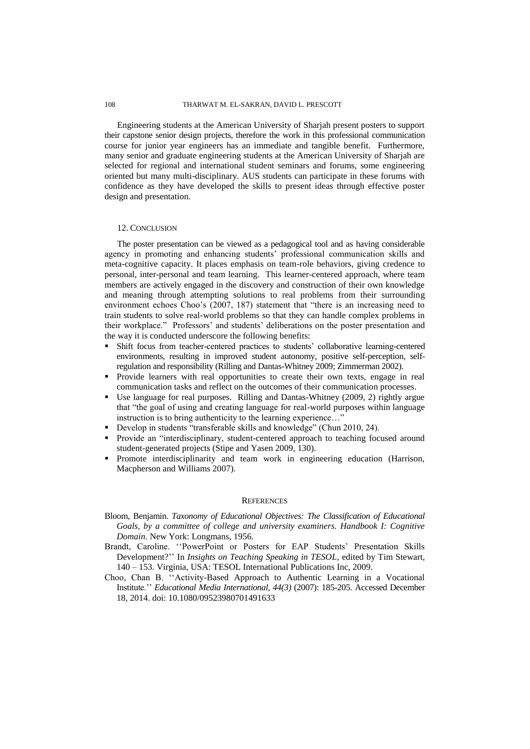Engineering students at the American University of Sharjah present posters to support their capstone senior design projects, therefore the work in this professional communication course for junior year engineers has an immediate and tangible benefit. Furthermore, many senior and graduate engineering students at the American University of Sharjah are selected for regional and international student seminars and forums, some engineering oriented but many multi-disciplinary. AUS students can participate in these forums with confidence as they have developed the skills to present ideas through effective poster design and presentation.

## 12. Conclusion

The poster presentation can be viewed as a pedagogical tool and as having considerable agency in promoting and enhancing students' professional communication skills and meta-cognitive capacity. It places emphasis on team-role behaviors, giving credence to personal, inter-personal and team learning. This learner-centered approach, where team members are actively engaged in the discovery and construction of their own knowledge and meaning through attempting solutions to real problems from their surrounding environment echoes Choo's (2007, 187) statement that "there is an increasing need to train students to solve real-world problems so that they can handle complex problems in their workplace." Professors' and students' deliberations on the poster presentation and the way it is conducted underscore the following benefits:

- Shift focus from teacher-centered practices to students' collaborative learning-centered environments, resulting in improved student autonomy, positive self-perception, self-regulation and responsibility (Rilling and Dantas-Whitney 2009; Zimmerman 2002).
- Provide learners with real opportunities to create their own texts, engage in real communication tasks and reflect on the outcomes of their communication processes.
- Use language for real purposes. Rilling and Dantas-Whitney (2009, 2) rightly argue that "the goal of using and creating language for real-world purposes within language instruction is to bring authenticity to the learning experience…"
- Develop in students "transferable skills and knowledge" (Chun 2010, 24).
- Provide an "interdisciplinary, student-centered approach to teaching focused around student-generated projects (Stipe and Yasen 2009, 130).
- Promote interdisciplinarity and team work in engineering education (Harrison, Macpherson and Williams 2007).

## References

Bloom, Benjamin. *Taxonomy of Educational Objectives: The Classification of Educational Goals, by a committee of college and university examiners. Handbook I: Cognitive Domain*. New York: Longmans, 1956.

Brandt, Caroline. ''PowerPoint or Posters for EAP Students' Presentation Skills Development?'' In *Insights on Teaching Speaking in TESOL*, edited by Tim Stewart, 140 – 153. Virginia, USA: TESOL International Publications Inc, 2009.

Choo, Chan B. ''Activity-Based Approach to Authentic Learning in a Vocational Institute.'' *Educational Media International, 44(3)* (2007): 185-205. Accessed December 18, 2014. doi: 10.1080/09523980701491633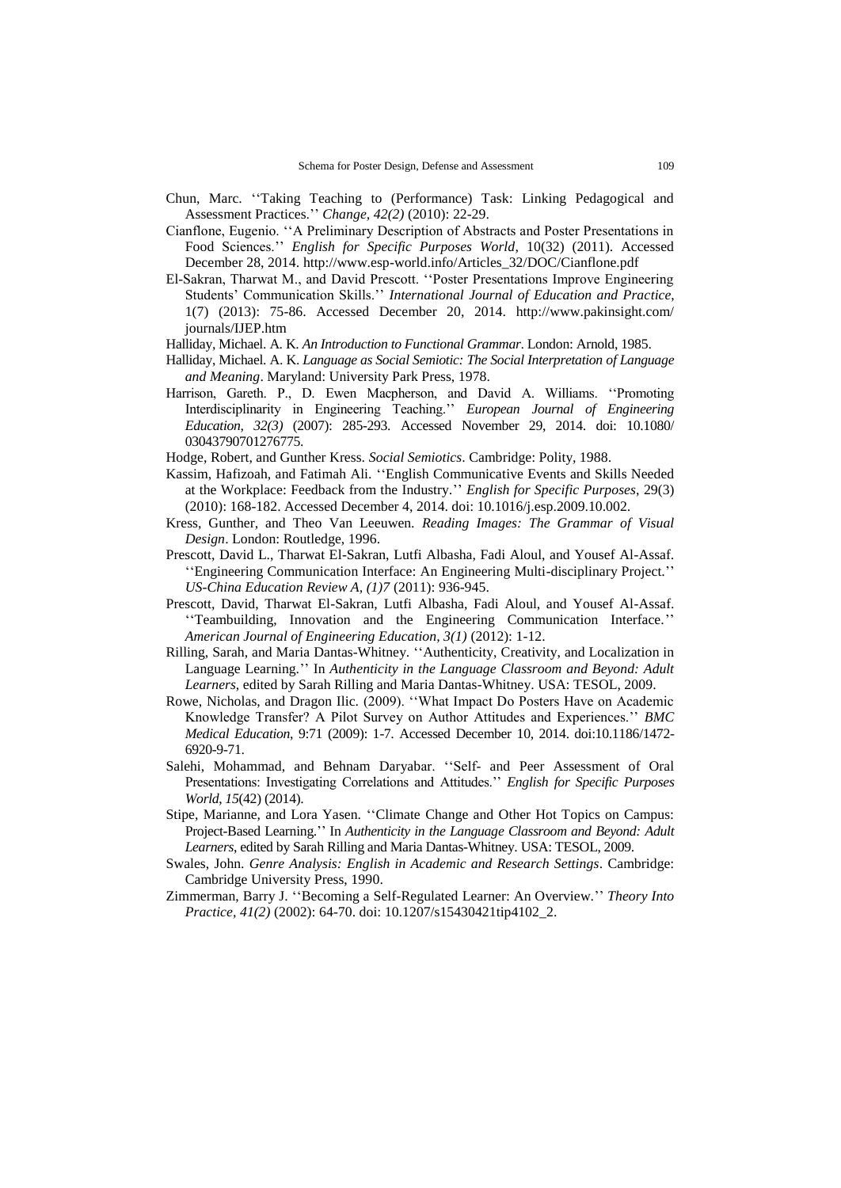Chun, Marc. ''Taking Teaching to (Performance) Task: Linking Pedagogical and Assessment Practices.'' *Change, 42(2)* (2010): 22-29.

Cianflone, Eugenio. ''A Preliminary Description of Abstracts and Poster Presentations in Food Sciences.'' *English for Specific Purposes World*, 10(32) (2011). Accessed December 28, 2014. http://www.esp-world.info/Articles_32/DOC/Cianflone.pdf

El-Sakran, Tharwat M., and David Prescott. ''Poster Presentations Improve Engineering Students' Communication Skills.'' *International Journal of Education and Practice*, 1(7) (2013): 75-86. Accessed December 20, 2014. http://www.pakinsight.com/journals/IJEP.htm

Halliday, Michael. A. K. *An Introduction to Functional Grammar*. London: Arnold, 1985.

Halliday, Michael. A. K. *Language as Social Semiotic: The Social Interpretation of Language and Meaning*. Maryland: University Park Press, 1978.

Harrison, Gareth. P., D. Ewen Macpherson, and David A. Williams. ''Promoting Interdisciplinarity in Engineering Teaching.'' *European Journal of Engineering Education, 32(3)* (2007): 285-293. Accessed November 29, 2014. doi: 10.1080/03043790701276775.

Hodge, Robert, and Gunther Kress. *Social Semiotics*. Cambridge: Polity, 1988.

Kassim, Hafizoah, and Fatimah Ali. ''English Communicative Events and Skills Needed at the Workplace: Feedback from the Industry.'' *English for Specific Purposes*, 29(3) (2010): 168-182. Accessed December 4, 2014. doi: 10.1016/j.esp.2009.10.002.

Kress, Gunther, and Theo Van Leeuwen. *Reading Images: The Grammar of Visual Design*. London: Routledge, 1996.

Prescott, David L., Tharwat El-Sakran, Lutfi Albasha, Fadi Aloul, and Yousef Al-Assaf. ''Engineering Communication Interface: An Engineering Multi-disciplinary Project.'' *US-China Education Review A, (1)7* (2011): 936-945.

Prescott, David, Tharwat El-Sakran, Lutfi Albasha, Fadi Aloul, and Yousef Al-Assaf. ''Teambuilding, Innovation and the Engineering Communication Interface.'' *American Journal of Engineering Education, 3(1)* (2012): 1-12.

Rilling, Sarah, and Maria Dantas-Whitney. ''Authenticity, Creativity, and Localization in Language Learning.'' In *Authenticity in the Language Classroom and Beyond: Adult Learners*, edited by Sarah Rilling and Maria Dantas-Whitney. USA: TESOL, 2009.

Rowe, Nicholas, and Dragon Ilic. (2009). ''What Impact Do Posters Have on Academic Knowledge Transfer? A Pilot Survey on Author Attitudes and Experiences.'' *BMC Medical Education*, 9:71 (2009): 1-7. Accessed December 10, 2014. doi:10.1186/1472-6920-9-71.

Salehi, Mohammad, and Behnam Daryabar. ''Self- and Peer Assessment of Oral Presentations: Investigating Correlations and Attitudes.'' *English for Specific Purposes World, 15*(42) (2014).

Stipe, Marianne, and Lora Yasen. ''Climate Change and Other Hot Topics on Campus: Project-Based Learning.'' In *Authenticity in the Language Classroom and Beyond: Adult Learners*, edited by Sarah Rilling and Maria Dantas-Whitney. USA: TESOL, 2009.

Swales, John. *Genre Analysis: English in Academic and Research Settings*. Cambridge: Cambridge University Press, 1990.

Zimmerman, Barry J. ''Becoming a Self-Regulated Learner: An Overview.'' *Theory Into Practice, 41(2)* (2002): 64-70. doi: 10.1207/s15430421tip4102_2.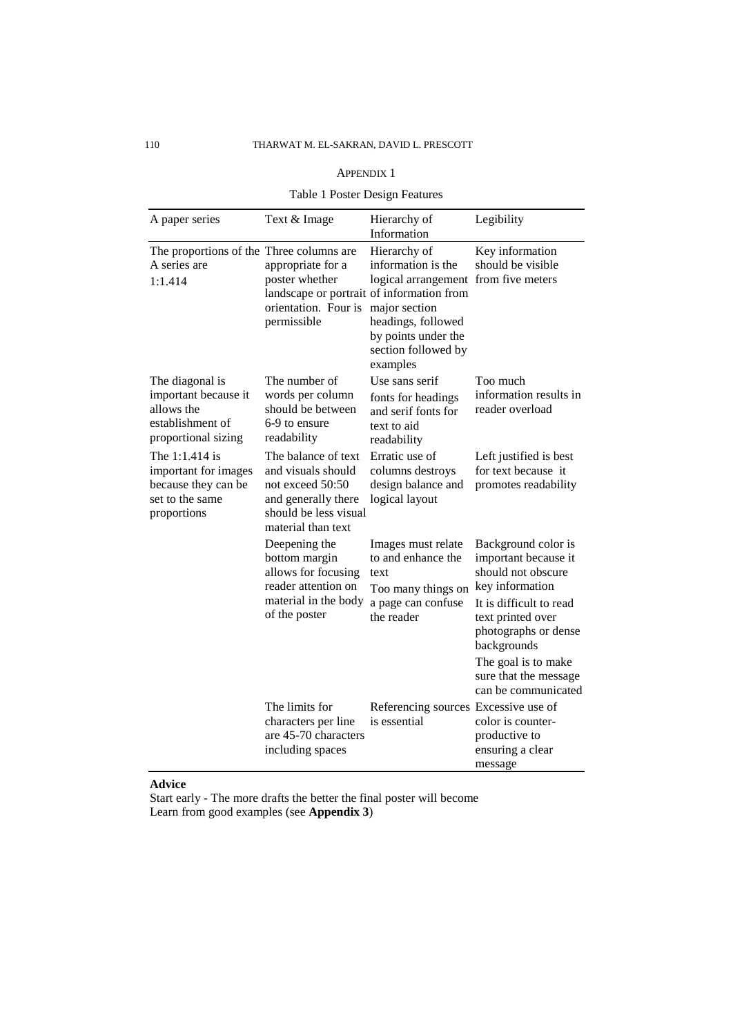APPENDIX 1

Table 1 Poster Design Features

| A paper series | Text & Image | Hierarchy of Information | Legibility |
|---|---|---|---|
| The proportions of the A series are 1:1.414 | Three columns are appropriate for a poster whether landscape or portrait orientation. Four is permissible | Hierarchy of information is the logical arrangement of information from major section headings, followed by points under the section followed by examples | Key information should be visible from five meters |
| The diagonal is important because it allows the establishment of proportional sizing | The number of words per column should be between 6-9 to ensure readability | Use sans serif fonts for headings and serif fonts for text to aid readability | Too much information results in reader overload |
| The 1:1.414 is important for images because they can be set to the same proportions | The balance of text and visuals should not exceed 50:50 and generally there should be less visual material than text | Erratic use of columns destroys design balance and logical layout | Left justified is best for text because it promotes readability |
| | Deepening the bottom margin allows for focusing reader attention on material in the body of the poster | Images must relate to and enhance the text<br>Too many things on a page can confuse the reader | Background color is important because it should not obscure key information<br>It is difficult to read text printed over photographs or dense backgrounds<br>The goal is to make sure that the message can be communicated |
| | The limits for characters per line are 45-70 characters including spaces | Referencing sources is essential | Excessive use of color is counter-productive to ensuring a clear message |

**Advice**

Start early - The more drafts the better the final poster will become
Learn from good examples (see **Appendix 3**)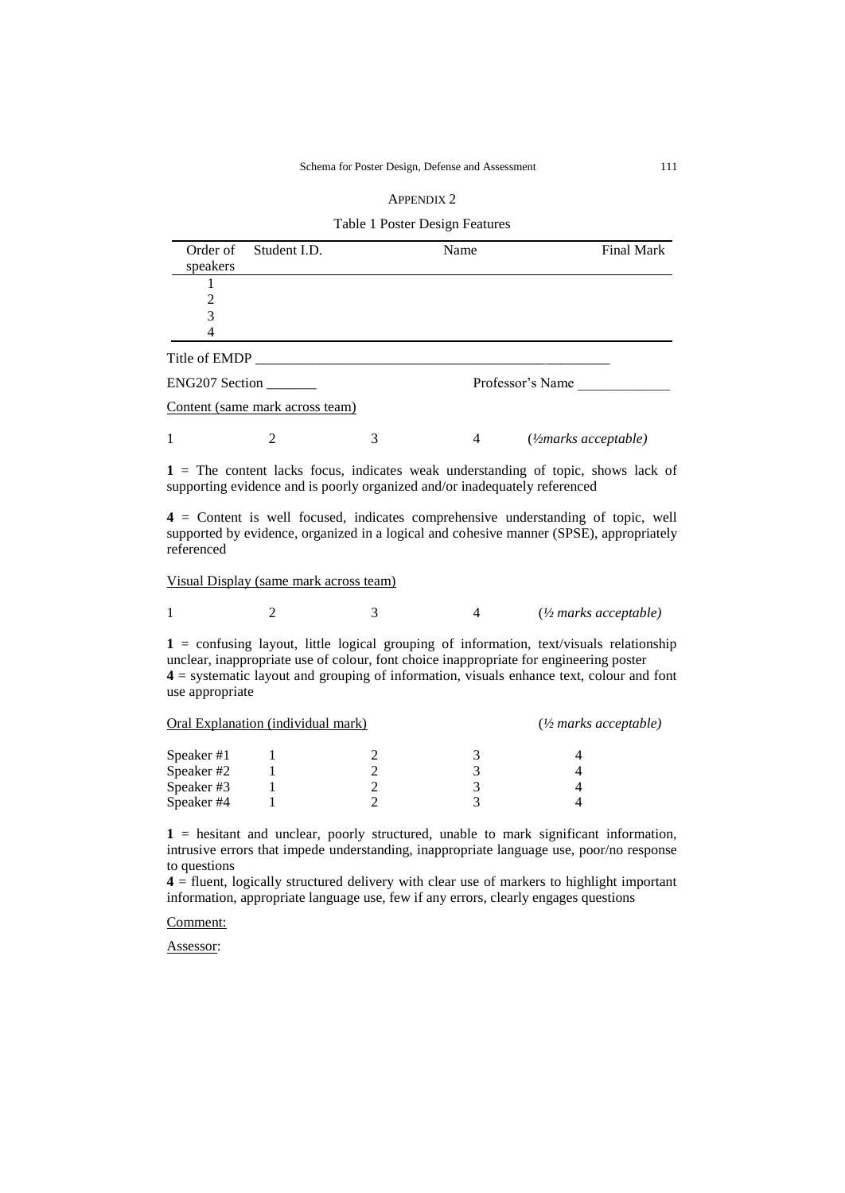## APPENDIX 2

Table 1 Poster Design Features

| Order of speakers | Student I.D. | Name | Final Mark |
|---|---|---|---|
| 1 | | | |
| 2 | | | |
| 3 | | | |
| 4 | | | |

Title of EMDP \_\_\_\_\_\_\_\_\_\_\_\_\_\_\_\_\_\_\_\_\_\_\_\_\_\_\_\_\_\_\_\_\_\_\_\_\_\_\_\_\_\_\_\_\_\_\_\_\_\_

ENG207 Section \_\_\_\_\_\_\_ Professor's Name \_\_\_\_\_\_\_\_\_\_\_\_\_

<u>Content (same mark across team)</u>

1 2 3 4 (*½marks acceptable)*

**1** = The content lacks focus, indicates weak understanding of topic, shows lack of supporting evidence and is poorly organized and/or inadequately referenced

**4** = Content is well focused, indicates comprehensive understanding of topic, well supported by evidence, organized in a logical and cohesive manner (SPSE), appropriately referenced

<u>Visual Display (same mark across team)</u>

1 2 3 4 (*½ marks acceptable)*

**1** = confusing layout, little logical grouping of information, text/visuals relationship unclear, inappropriate use of colour, font choice inappropriate for engineering poster
**4** = systematic layout and grouping of information, visuals enhance text, colour and font use appropriate

<u>Oral Explanation (individual mark)</u> (*½ marks acceptable)*

| | | | | |
|---|---|---|---|---|
| Speaker #1 | 1 | 2 | 3 | 4 |
| Speaker #2 | 1 | 2 | 3 | 4 |
| Speaker #3 | 1 | 2 | 3 | 4 |
| Speaker #4 | 1 | 2 | 3 | 4 |

**1** = hesitant and unclear, poorly structured, unable to mark significant information, intrusive errors that impede understanding, inappropriate language use, poor/no response to questions
**4** = fluent, logically structured delivery with clear use of markers to highlight important information, appropriate language use, few if any errors, clearly engages questions

<u>Comment:</u>

<u>Assessor</u>: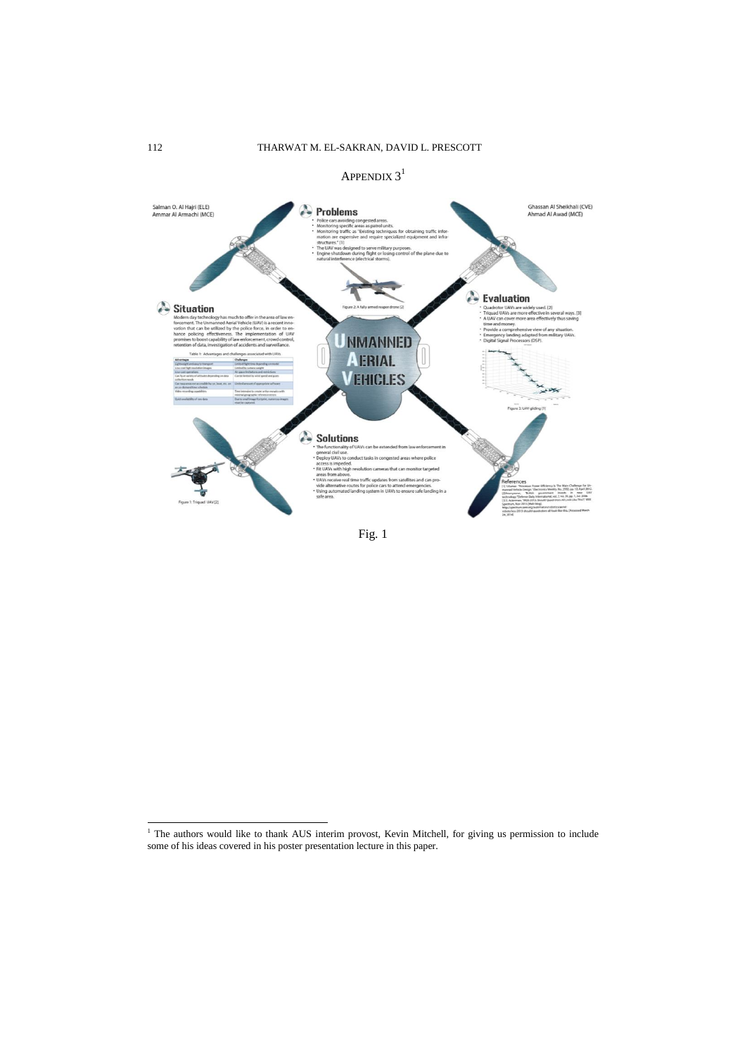# APPENDIX 3[1]

Salman O. Al Hajri (ELE)
Ammar Al Armachi (MCE)

Ghassan Al Sheikhali (CVE)
Ahmad Al Awad (MCE)

## Problems

- Police cars avoiding congested areas.
- Monitoring specific areas as patrol units.
- Monitoring traffic as "Existing techniques for obtaining traffic information are expensive and require specialized equipment and infrastructures." [1]
- The UAV was designed to serve military purposes.
- Engine shutdown during flight or losing control of the plane due to natural interference (electrical storms).

Figure 2: A fully armed reaper drone [2]

## Situation

Modern day technology has much to offer in the area of law enforcement. The Unmanned Aerial Vehicle (UAV) is a recent innovation that can be utilized by the police force, in order to enhance policing effectiveness. The implementation of UAV promises to boost capability of law enforcement, crowd control, retention of data, investigation of accidents and surveillance.

Table 1: Advantages and challenges associated with UAVs

| Advantage | Challenge |
|---|---|
| Lightweight and easy to transport | Limited flight time depending on model |
| Low cost high resolution images | Limited by camera weight |
| Low cost operation | Air space limitations and restrictions |
| Can fly at variety of altitudes depending on data collection needs | Can be limited by wind speed and gusts |
| Can repeat missions as available by car, boat, etc. on an as demanded time schedule | Limited amount of appropriate software |
| Video recording capabilities | Time intensive to create ortho-mosaic with minimal geographic reference errors |
| Quick availability of raw data | Due to small image footprint, numerous images must be captured |

# UNMANNED AERIAL VEHICLES

## Evaluation

- Quadrotor UAVs are widely used. [3]
- Triquad UAVs are more effective in several ways. [3]
- A UAV can cover more area effectively thus saving time and money.
- Provide a comprehensive view of any situation.
- Emergency landing adapted from military UAVs.
- Digital Signal Processors (DSP).

Figure 3: UAV gliding [3]

## Solutions

- The functionality of UAVs can be extended from law enforcement in general civil use.
- Deploy UAVs to conduct tasks in congested areas where police access is impeded.
- Fit UAVs with high resolution cameras that can monitor targeted areas from above.
- UAVs receive real time traffic updates from satellites and can provide alternative routes for police cars to attend emergencies.
- Using automated landing system in UAVs to ensure safe landing in a safe area.

Figure 1: Triquad UAV [2]

### References

Fig. 1

[1] The authors would like to thank AUS interim provost, Kevin Mitchell, for giving us permission to include some of his ideas covered in his poster presentation lecture in this paper.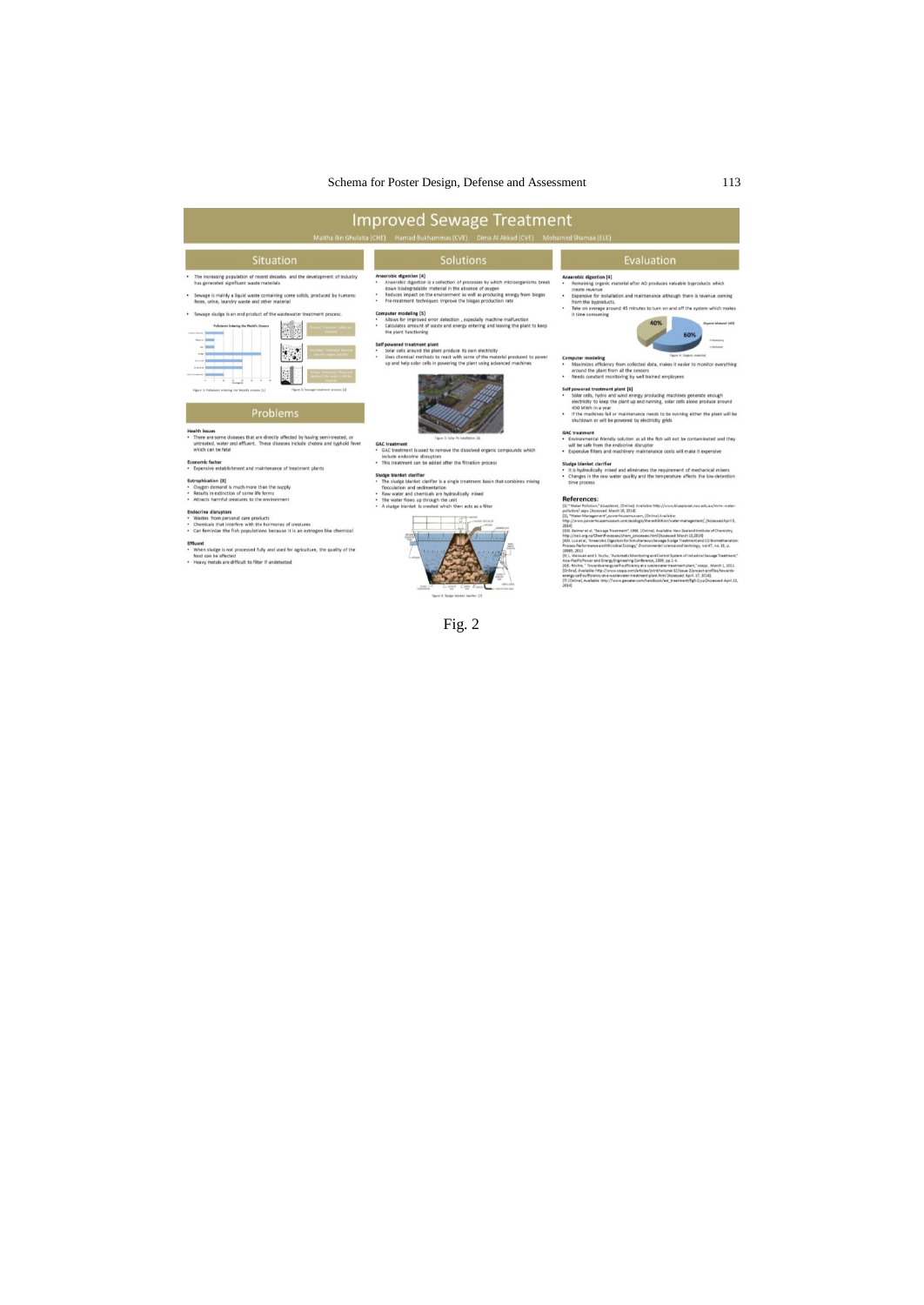Fig. 2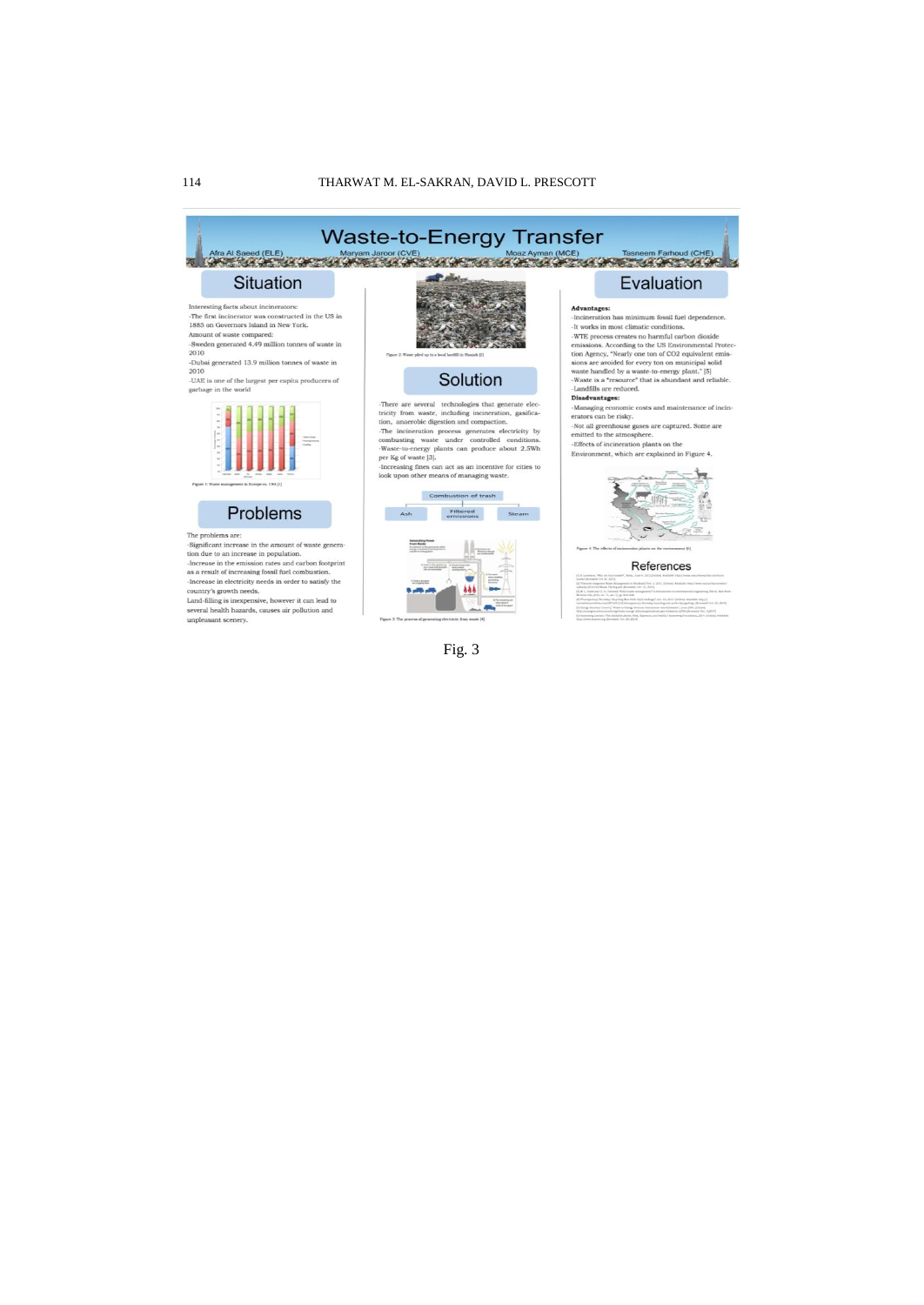Fig. 3